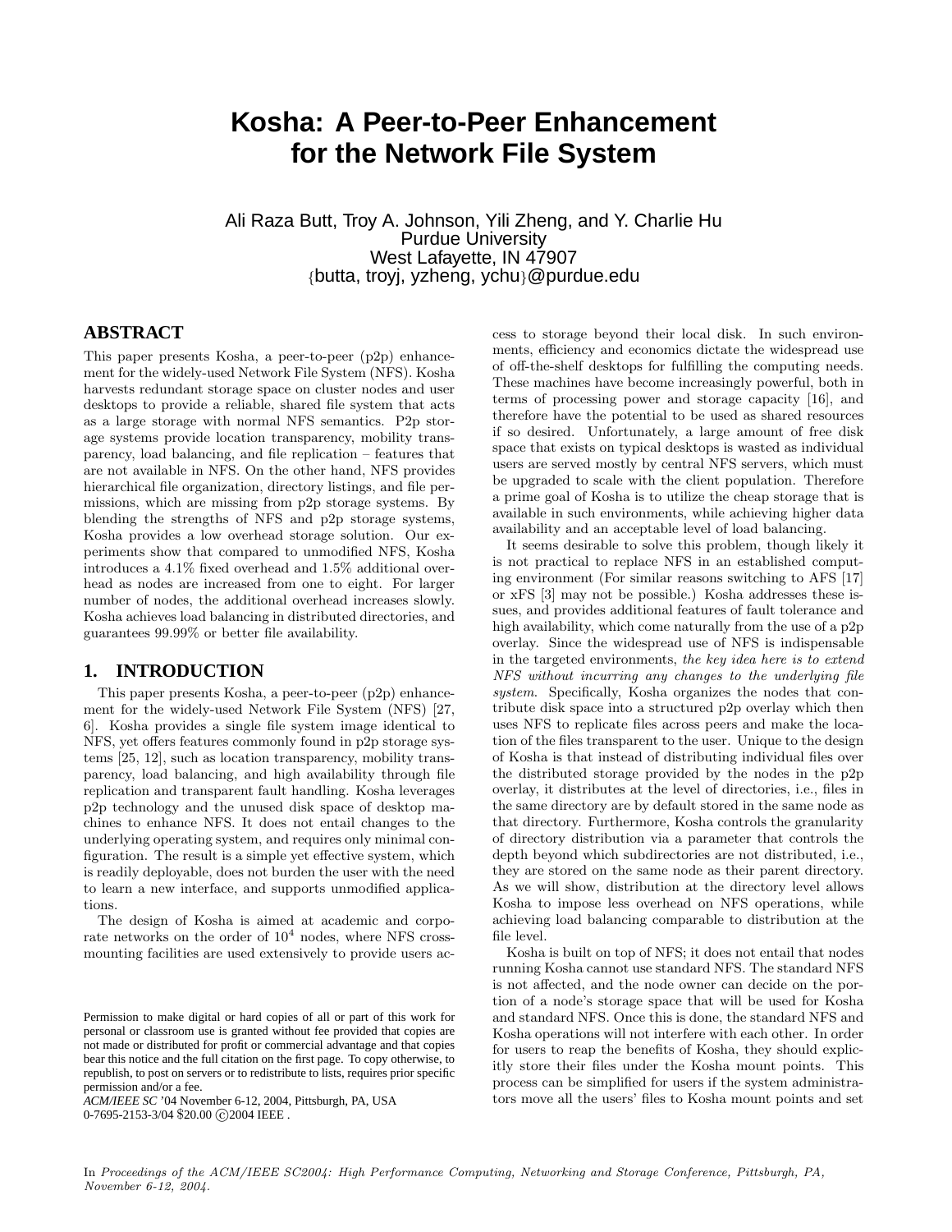# Kosha: A Peer-to-Peer Enhancement for the Network File System

Ali Raza Butt, Troy A. Johnson, Yili Zheng, and Y. Charlie Hu
Purdue University
West Lafayette, IN 47907
{butta, troyj, yzheng, ychu}@purdue.edu

## ABSTRACT

This paper presents Kosha, a peer-to-peer (p2p) enhancement for the widely-used Network File System (NFS). Kosha harvests redundant storage space on cluster nodes and user desktops to provide a reliable, shared file system that acts as a large storage with normal NFS semantics. P2p storage systems provide location transparency, mobility transparency, load balancing, and file replication – features that are not available in NFS. On the other hand, NFS provides hierarchical file organization, directory listings, and file permissions, which are missing from p2p storage systems. By blending the strengths of NFS and p2p storage systems, Kosha provides a low overhead storage solution. Our experiments show that compared to unmodified NFS, Kosha introduces a 4.1% fixed overhead and 1.5% additional overhead as nodes are increased from one to eight. For larger number of nodes, the additional overhead increases slowly. Kosha achieves load balancing in distributed directories, and guarantees 99.99% or better file availability.

## 1. INTRODUCTION

This paper presents Kosha, a peer-to-peer (p2p) enhancement for the widely-used Network File System (NFS) [27, 6]. Kosha provides a single file system image identical to NFS, yet offers features commonly found in p2p storage systems [25, 12], such as location transparency, mobility transparency, load balancing, and high availability through file replication and transparent fault handling. Kosha leverages p2p technology and the unused disk space of desktop machines to enhance NFS. It does not entail changes to the underlying operating system, and requires only minimal configuration. The result is a simple yet effective system, which is readily deployable, does not burden the user with the need to learn a new interface, and supports unmodified applications.

The design of Kosha is aimed at academic and corporate networks on the order of $10^4$ nodes, where NFS cross-mounting facilities are used extensively to provide users access to storage beyond their local disk. In such environments, efficiency and economics dictate the widespread use of off-the-shelf desktops for fulfilling the computing needs. These machines have become increasingly powerful, both in terms of processing power and storage capacity [16], and therefore have the potential to be used as shared resources if so desired. Unfortunately, a large amount of free disk space that exists on typical desktops is wasted as individual users are served mostly by central NFS servers, which must be upgraded to scale with the client population. Therefore a prime goal of Kosha is to utilize the cheap storage that is available in such environments, while achieving higher data availability and an acceptable level of load balancing.

It seems desirable to solve this problem, though likely it is not practical to replace NFS in an established computing environment (For similar reasons switching to AFS [17] or xFS [3] may not be possible.) Kosha addresses these issues, and provides additional features of fault tolerance and high availability, which come naturally from the use of a p2p overlay. Since the widespread use of NFS is indispensable in the targeted environments, *the key idea here is to extend NFS without incurring any changes to the underlying file system*. Specifically, Kosha organizes the nodes that contribute disk space into a structured p2p overlay which then uses NFS to replicate files across peers and make the location of the files transparent to the user. Unique to the design of Kosha is that instead of distributing individual files over the distributed storage provided by the nodes in the p2p overlay, it distributes at the level of directories, i.e., files in the same directory are by default stored in the same node as that directory. Furthermore, Kosha controls the granularity of directory distribution via a parameter that controls the depth beyond which subdirectories are not distributed, i.e., they are stored on the same node as their parent directory. As we will show, distribution at the directory level allows Kosha to impose less overhead on NFS operations, while achieving load balancing comparable to distribution at the file level.

Kosha is built on top of NFS; it does not entail that nodes running Kosha cannot use standard NFS. The standard NFS is not affected, and the node owner can decide on the portion of a node's storage space that will be used for Kosha and standard NFS. Once this is done, the standard NFS and Kosha operations will not interfere with each other. In order for users to reap the benefits of Kosha, they should explicitly store their files under the Kosha mount points. This process can be simplified for users if the system administrators move all the users' files to Kosha mount points and set

Permission to make digital or hard copies of all or part of this work for personal or classroom use is granted without fee provided that copies are not made or distributed for profit or commercial advantage and that copies bear this notice and the full citation on the first page. To copy otherwise, to republish, to post on servers or to redistribute to lists, requires prior specific permission and/or a fee.
*ACM/IEEE SC* '04 November 6-12, 2004, Pittsburgh, PA, USA
0-7695-2153-3/04 $20.00 ©2004 IEEE .

In *Proceedings of the ACM/IEEE SC2004: High Performance Computing, Networking and Storage Conference, Pittsburgh, PA, November 6-12, 2004.*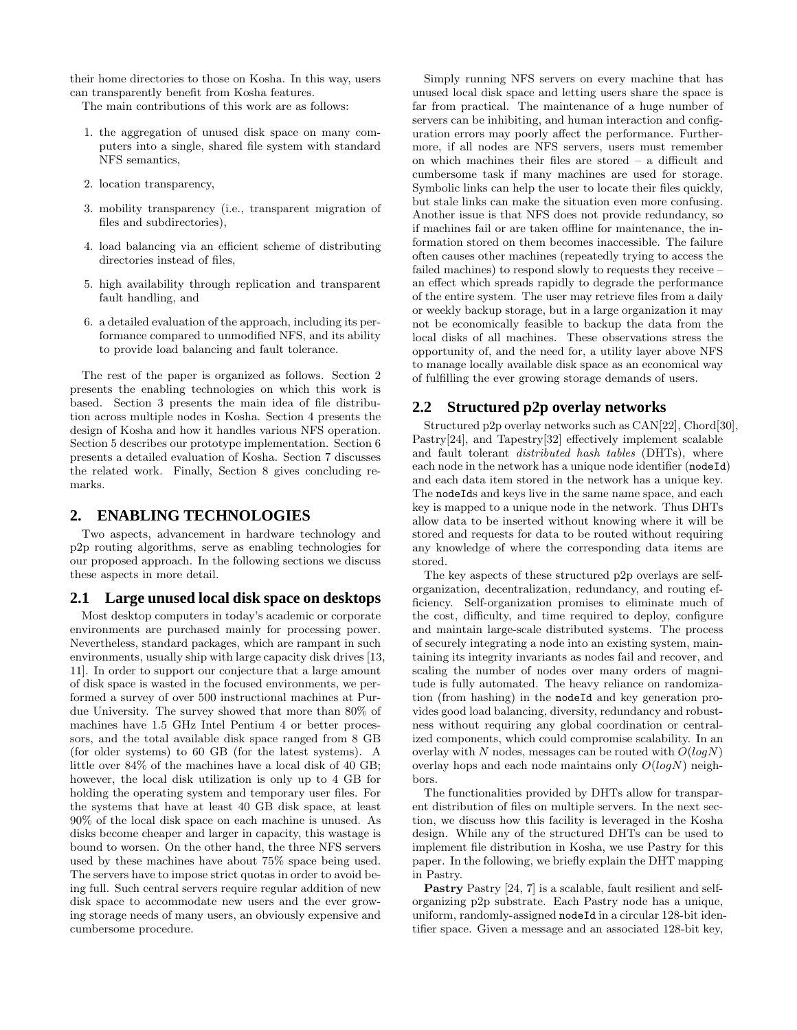their home directories to those on Kosha. In this way, users can transparently benefit from Kosha features.

The main contributions of this work are as follows:

1. the aggregation of unused disk space on many computers into a single, shared file system with standard NFS semantics,
2. location transparency,
3. mobility transparency (i.e., transparent migration of files and subdirectories),
4. load balancing via an efficient scheme of distributing directories instead of files,
5. high availability through replication and transparent fault handling, and
6. a detailed evaluation of the approach, including its performance compared to unmodified NFS, and its ability to provide load balancing and fault tolerance.

The rest of the paper is organized as follows. Section 2 presents the enabling technologies on which this work is based. Section 3 presents the main idea of file distribution across multiple nodes in Kosha. Section 4 presents the design of Kosha and how it handles various NFS operation. Section 5 describes our prototype implementation. Section 6 presents a detailed evaluation of Kosha. Section 7 discusses the related work. Finally, Section 8 gives concluding remarks.

## 2. ENABLING TECHNOLOGIES

Two aspects, advancement in hardware technology and p2p routing algorithms, serve as enabling technologies for our proposed approach. In the following sections we discuss these aspects in more detail.

### 2.1 Large unused local disk space on desktops

Most desktop computers in today's academic or corporate environments are purchased mainly for processing power. Nevertheless, standard packages, which are rampant in such environments, usually ship with large capacity disk drives [13, 11]. In order to support our conjecture that a large amount of disk space is wasted in the focused environments, we performed a survey of over 500 instructional machines at Purdue University. The survey showed that more than 80% of machines have 1.5 GHz Intel Pentium 4 or better processors, and the total available disk space ranged from 8 GB (for older systems) to 60 GB (for the latest systems). A little over 84% of the machines have a local disk of 40 GB; however, the local disk utilization is only up to 4 GB for holding the operating system and temporary user files. For the systems that have at least 40 GB disk space, at least 90% of the local disk space on each machine is unused. As disks become cheaper and larger in capacity, this wastage is bound to worsen. On the other hand, the three NFS servers used by these machines have about 75% space being used. The servers have to impose strict quotas in order to avoid being full. Such central servers require regular addition of new disk space to accommodate new users and the ever growing storage needs of many users, an obviously expensive and cumbersome procedure.

Simply running NFS servers on every machine that has unused local disk space and letting users share the space is far from practical. The maintenance of a huge number of servers can be inhibiting, and human interaction and configuration errors may poorly affect the performance. Furthermore, if all nodes are NFS servers, users must remember on which machines their files are stored – a difficult and cumbersome task if many machines are used for storage. Symbolic links can help the user to locate their files quickly, but stale links can make the situation even more confusing. Another issue is that NFS does not provide redundancy, so if machines fail or are taken offline for maintenance, the information stored on them becomes inaccessible. The failure often causes other machines (repeatedly trying to access the failed machines) to respond slowly to requests they receive – an effect which spreads rapidly to degrade the performance of the entire system. The user may retrieve files from a daily or weekly backup storage, but in a large organization it may not be economically feasible to backup the data from the local disks of all machines. These observations stress the opportunity of, and the need for, a utility layer above NFS to manage locally available disk space as an economical way of fulfilling the ever growing storage demands of users.

### 2.2 Structured p2p overlay networks

Structured p2p overlay networks such as CAN[22], Chord[30], Pastry[24], and Tapestry[32] effectively implement scalable and fault tolerant *distributed hash tables* (DHTs), where each node in the network has a unique node identifier (`nodeId`) and each data item stored in the network has a unique key. The `nodeId`s and keys live in the same name space, and each key is mapped to a unique node in the network. Thus DHTs allow data to be inserted without knowing where it will be stored and requests for data to be routed without requiring any knowledge of where the corresponding data items are stored.

The key aspects of these structured p2p overlays are self-organization, decentralization, redundancy, and routing efficiency. Self-organization promises to eliminate much of the cost, difficulty, and time required to deploy, configure and maintain large-scale distributed systems. The process of securely integrating a node into an existing system, maintaining its integrity invariants as nodes fail and recover, and scaling the number of nodes over many orders of magnitude is fully automated. The heavy reliance on randomization (from hashing) in the `nodeId` and key generation provides good load balancing, diversity, redundancy and robustness without requiring any global coordination or centralized components, which could compromise scalability. In an overlay with $N$ nodes, messages can be routed with $O(logN)$ overlay hops and each node maintains only $O(logN)$ neighbors.

The functionalities provided by DHTs allow for transparent distribution of files on multiple servers. In the next section, we discuss how this facility is leveraged in the Kosha design. While any of the structured DHTs can be used to implement file distribution in Kosha, we use Pastry for this paper. In the following, we briefly explain the DHT mapping in Pastry.

**Pastry** Pastry [24, 7] is a scalable, fault resilient and self-organizing p2p substrate. Each Pastry node has a unique, uniform, randomly-assigned `nodeId` in a circular 128-bit identifier space. Given a message and an associated 128-bit key,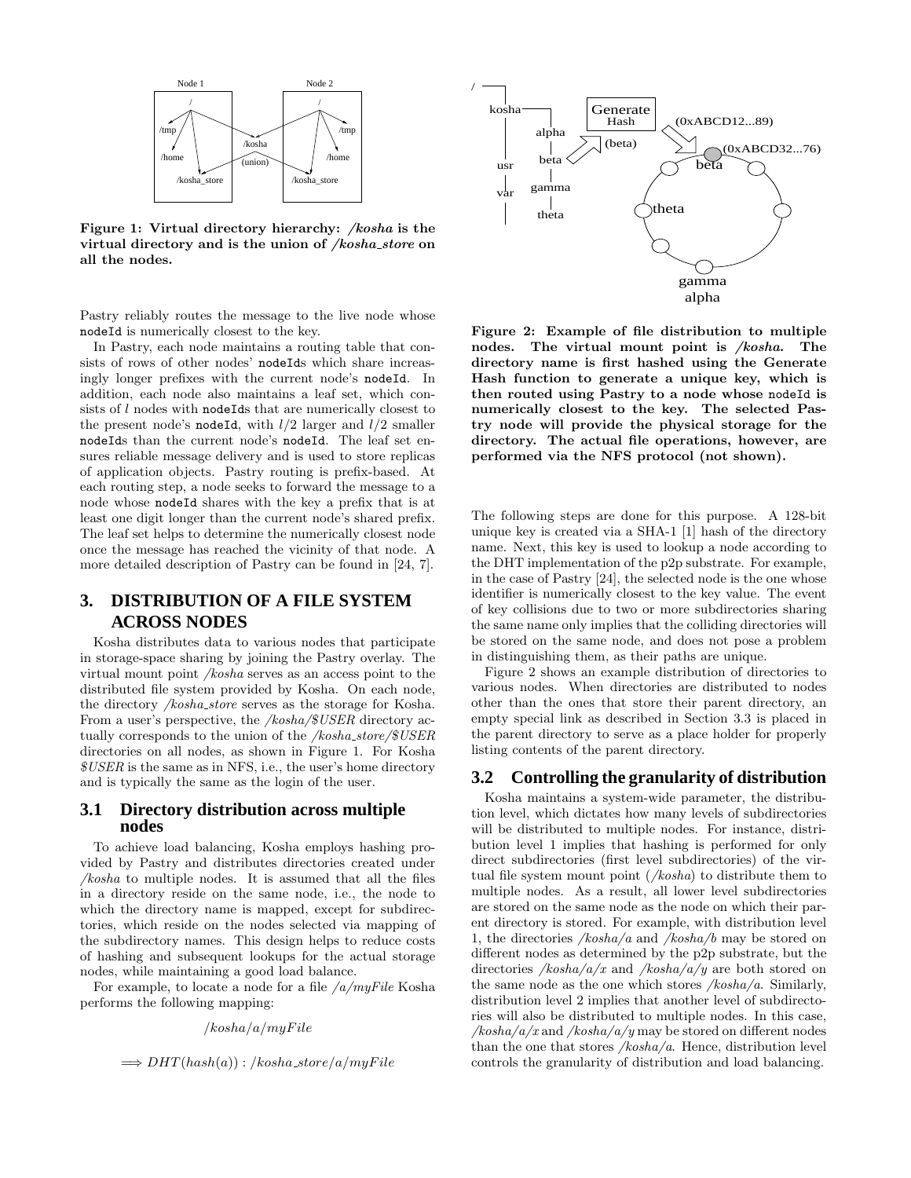Figure 1: Virtual directory hierarchy: */kosha* is the virtual directory and is the union of */kosha_store* on all the nodes.

Pastry reliably routes the message to the live node whose `nodeId` is numerically closest to the key.

In Pastry, each node maintains a routing table that consists of rows of other nodes' `nodeId`s which share increasingly longer prefixes with the current node's `nodeId`. In addition, each node also maintains a leaf set, which consists of $l$ nodes with `nodeId`s that are numerically closest to the present node's `nodeId`, with $l/2$ larger and $l/2$ smaller `nodeId`s than the current node's `nodeId`. The leaf set ensures reliable message delivery and is used to store replicas of application objects. Pastry routing is prefix-based. At each routing step, a node seeks to forward the message to a node whose `nodeId` shares with the key a prefix that is at least one digit longer than the current node's shared prefix. The leaf set helps to determine the numerically closest node once the message has reached the vicinity of that node. A more detailed description of Pastry can be found in [24, 7].

# 3. DISTRIBUTION OF A FILE SYSTEM ACROSS NODES

Kosha distributes data to various nodes that participate in storage-space sharing by joining the Pastry overlay. The virtual mount point */kosha* serves as an access point to the distributed file system provided by Kosha. On each node, the directory */kosha_store* serves as the storage for Kosha. From a user's perspective, the */kosha/$USER* directory actually corresponds to the union of the */kosha_store/$USER* directories on all nodes, as shown in Figure 1. For Kosha *$USER* is the same as in NFS, i.e., the user's home directory and is typically the same as the login of the user.

## 3.1 Directory distribution across multiple nodes

To achieve load balancing, Kosha employs hashing provided by Pastry and distributes directories created under */kosha* to multiple nodes. It is assumed that all the files in a directory reside on the same node, i.e., the node to which the directory name is mapped, except for subdirectories, which reside on the nodes selected via mapping of the subdirectory names. This design helps to reduce costs of hashing and subsequent lookups for the actual storage nodes, while maintaining a good load balance.

For example, to locate a node for a file */a/myFile* Kosha performs the following mapping:

$$/kosha/a/myFile$$

$$\Longrightarrow DHT(hash(a)) : /kosha\_store/a/myFile$$

Figure 2: Example of file distribution to multiple nodes. The virtual mount point is */kosha*. The directory name is first hashed using the Generate Hash function to generate a unique key, which is then routed using Pastry to a node whose `nodeId` is numerically closest to the key. The selected Pastry node will provide the physical storage for the directory. The actual file operations, however, are performed via the NFS protocol (not shown).

The following steps are done for this purpose. A 128-bit unique key is created via a SHA-1 [1] hash of the directory name. Next, this key is used to lookup a node according to the DHT implementation of the p2p substrate. For example, in the case of Pastry [24], the selected node is the one whose identifier is numerically closest to the key value. The event of key collisions due to two or more subdirectories sharing the same name only implies that the colliding directories will be stored on the same node, and does not pose a problem in distinguishing them, as their paths are unique.

Figure 2 shows an example distribution of directories to various nodes. When directories are distributed to nodes other than the ones that store their parent directory, an empty special link as described in Section 3.3 is placed in the parent directory to serve as a place holder for properly listing contents of the parent directory.

## 3.2 Controlling the granularity of distribution

Kosha maintains a system-wide parameter, the distribution level, which dictates how many levels of subdirectories will be distributed to multiple nodes. For instance, distribution level 1 implies that hashing is performed for only direct subdirectories (first level subdirectories) of the virtual file system mount point (*/kosha*) to distribute them to multiple nodes. As a result, all lower level subdirectories are stored on the same node as the node on which their parent directory is stored. For example, with distribution level 1, the directories */kosha/a* and */kosha/b* may be stored on different nodes as determined by the p2p substrate, but the directories */kosha/a/x* and */kosha/a/y* are both stored on the same node as the one which stores */kosha/a*. Similarly, distribution level 2 implies that another level of subdirectories will also be distributed to multiple nodes. In this case, */kosha/a/x* and */kosha/a/y* may be stored on different nodes than the one that stores */kosha/a*. Hence, distribution level controls the granularity of distribution and load balancing.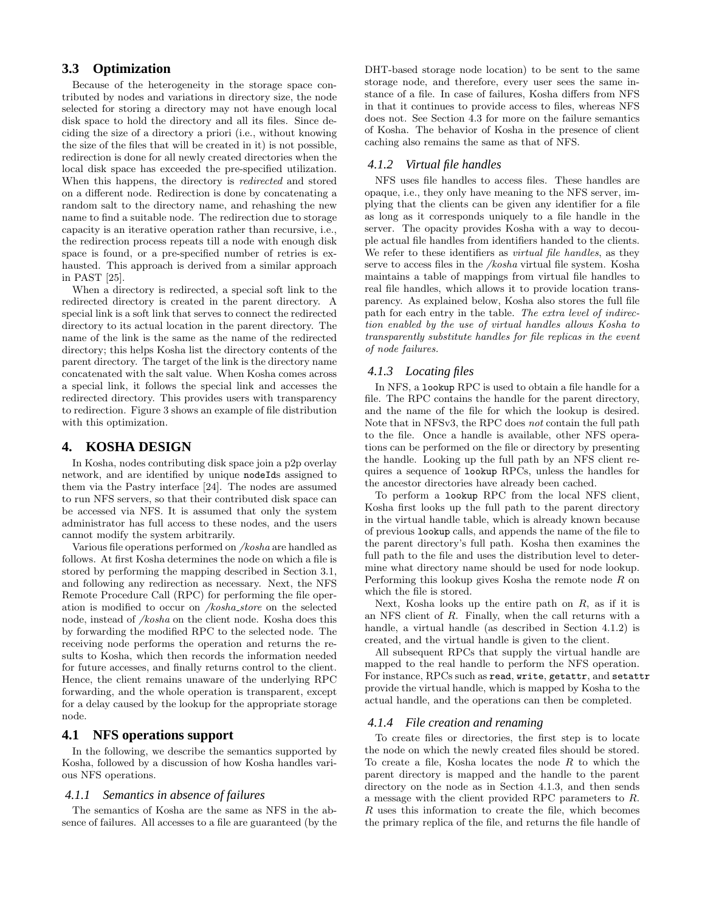## 3.3 Optimization

Because of the heterogeneity in the storage space contributed by nodes and variations in directory size, the node selected for storing a directory may not have enough local disk space to hold the directory and all its files. Since deciding the size of a directory a priori (i.e., without knowing the size of the files that will be created in it) is not possible, redirection is done for all newly created directories when the local disk space has exceeded the pre-specified utilization. When this happens, the directory is *redirected* and stored on a different node. Redirection is done by concatenating a random salt to the directory name, and rehashing the new name to find a suitable node. The redirection due to storage capacity is an iterative operation rather than recursive, i.e., the redirection process repeats till a node with enough disk space is found, or a pre-specified number of retries is exhausted. This approach is derived from a similar approach in PAST [25].

When a directory is redirected, a special soft link to the redirected directory is created in the parent directory. A special link is a soft link that serves to connect the redirected directory to its actual location in the parent directory. The name of the link is the same as the name of the redirected directory; this helps Kosha list the directory contents of the parent directory. The target of the link is the directory name concatenated with the salt value. When Kosha comes across a special link, it follows the special link and accesses the redirected directory. This provides users with transparency to redirection. Figure 3 shows an example of file distribution with this optimization.

# 4. KOSHA DESIGN

In Kosha, nodes contributing disk space join a p2p overlay network, and are identified by unique `nodeId`s assigned to them via the Pastry interface [24]. The nodes are assumed to run NFS servers, so that their contributed disk space can be accessed via NFS. It is assumed that only the system administrator has full access to these nodes, and the users cannot modify the system arbitrarily.

Various file operations performed on */kosha* are handled as follows. At first Kosha determines the node on which a file is stored by performing the mapping described in Section 3.1, and following any redirection as necessary. Next, the NFS Remote Procedure Call (RPC) for performing the file operation is modified to occur on */kosha_store* on the selected node, instead of */kosha* on the client node. Kosha does this by forwarding the modified RPC to the selected node. The receiving node performs the operation and returns the results to Kosha, which then records the information needed for future accesses, and finally returns control to the client. Hence, the client remains unaware of the underlying RPC forwarding, and the whole operation is transparent, except for a delay caused by the lookup for the appropriate storage node.

## 4.1 NFS operations support

In the following, we describe the semantics supported by Kosha, followed by a discussion of how Kosha handles various NFS operations.

### 4.1.1 Semantics in absence of failures

The semantics of Kosha are the same as NFS in the absence of failures. All accesses to a file are guaranteed (by the DHT-based storage node location) to be sent to the same storage node, and therefore, every user sees the same instance of a file. In case of failures, Kosha differs from NFS in that it continues to provide access to files, whereas NFS does not. See Section 4.3 for more on the failure semantics of Kosha. The behavior of Kosha in the presence of client caching also remains the same as that of NFS.

### 4.1.2 Virtual file handles

NFS uses file handles to access files. These handles are opaque, i.e., they only have meaning to the NFS server, implying that the clients can be given any identifier for a file as long as it corresponds uniquely to a file handle in the server. The opacity provides Kosha with a way to decouple actual file handles from identifiers handed to the clients. We refer to these identifiers as *virtual file handles*, as they serve to access files in the */kosha* virtual file system. Kosha maintains a table of mappings from virtual file handles to real file handles, which allows it to provide location transparency. As explained below, Kosha also stores the full file path for each entry in the table. *The extra level of indirection enabled by the use of virtual handles allows Kosha to transparently substitute handles for file replicas in the event of node failures.*

### 4.1.3 Locating files

In NFS, a `lookup` RPC is used to obtain a file handle for a file. The RPC contains the handle for the parent directory, and the name of the file for which the lookup is desired. Note that in NFSv3, the RPC does *not* contain the full path to the file. Once a handle is available, other NFS operations can be performed on the file or directory by presenting the handle. Looking up the full path by an NFS client requires a sequence of `lookup` RPCs, unless the handles for the ancestor directories have already been cached.

To perform a `lookup` RPC from the local NFS client, Kosha first looks up the full path to the parent directory in the virtual handle table, which is already known because of previous `lookup` calls, and appends the name of the file to the parent directory's full path. Kosha then examines the full path to the file and uses the distribution level to determine what directory name should be used for node lookup. Performing this lookup gives Kosha the remote node $R$ on which the file is stored.

Next, Kosha looks up the entire path on $R$, as if it is an NFS client of $R$. Finally, when the call returns with a handle, a virtual handle (as described in Section 4.1.2) is created, and the virtual handle is given to the client.

All subsequent RPCs that supply the virtual handle are mapped to the real handle to perform the NFS operation. For instance, RPCs such as `read`, `write`, `getattr`, and `setattr` provide the virtual handle, which is mapped by Kosha to the actual handle, and the operations can then be completed.

### 4.1.4 File creation and renaming

To create files or directories, the first step is to locate the node on which the newly created files should be stored. To create a file, Kosha locates the node $R$ to which the parent directory is mapped and the handle to the parent directory on the node as in Section 4.1.3, and then sends a message with the client provided RPC parameters to $R$. $R$ uses this information to create the file, which becomes the primary replica of the file, and returns the file handle of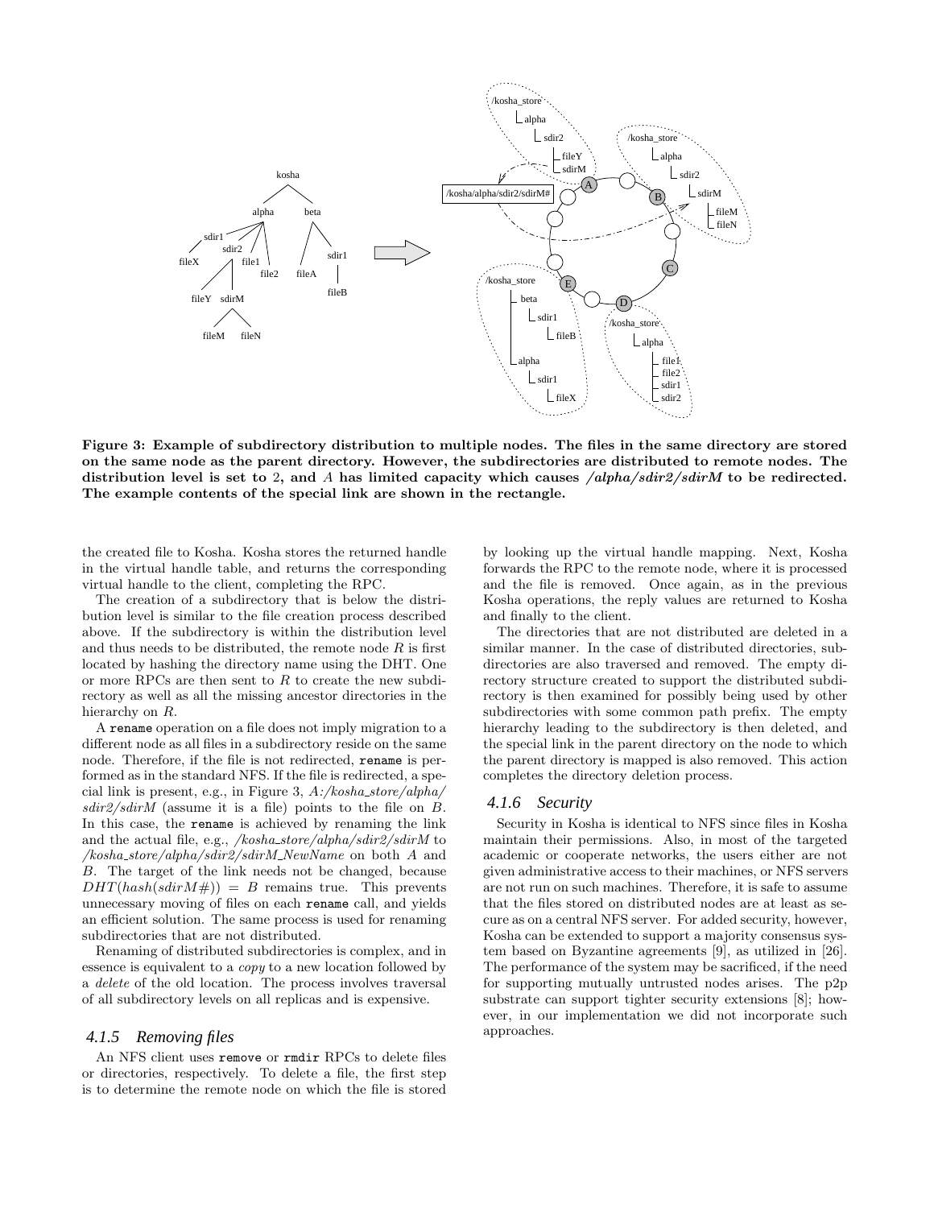kosha

alpha

beta

sdir1

sdir2

file1

file2

fileX

fileY

sdirM

fileM

fileN

fileA

sdir1

fileB

/kosha_store

alpha

sdir2

fileY

sdirM

/kosha/alpha/sdir2/sdirM#

A

B

C

D

E

/kosha_store

alpha

sdir2

sdirM

fileM

fileN

/kosha_store

beta

sdir1

fileB

alpha

sdir1

fileX

/kosha_store

alpha

file1

file2

sdir1

sdir2

**Figure 3: Example of subdirectory distribution to multiple nodes. The files in the same directory are stored on the same node as the parent directory. However, the subdirectories are distributed to remote nodes. The distribution level is set to 2, and *A* has limited capacity which causes */alpha/sdir2/sdirM* to be redirected. The example contents of the special link are shown in the rectangle.**

the created file to Kosha. Kosha stores the returned handle in the virtual handle table, and returns the corresponding virtual handle to the client, completing the RPC.

The creation of a subdirectory that is below the distribution level is similar to the file creation process described above. If the subdirectory is within the distribution level and thus needs to be distributed, the remote node $R$ is first located by hashing the directory name using the DHT. One or more RPCs are then sent to $R$ to create the new subdirectory as well as all the missing ancestor directories in the hierarchy on $R$.

A `rename` operation on a file does not imply migration to a different node as all files in a subdirectory reside on the same node. Therefore, if the file is not redirected, `rename` is performed as in the standard NFS. If the file is redirected, a special link is present, e.g., in Figure 3, *A:/kosha_store/alpha/sdir2/sdirM* (assume it is a file) points to the file on $B$. In this case, the `rename` is achieved by renaming the link and the actual file, e.g., */kosha_store/alpha/sdir2/sdirM* to */kosha_store/alpha/sdir2/sdirM_NewName* on both $A$ and $B$. The target of the link needs not be changed, because $DHT(hash(sdirM\#)) = B$ remains true. This prevents unnecessary moving of files on each `rename` call, and yields an efficient solution. The same process is used for renaming subdirectories that are not distributed.

Renaming of distributed subdirectories is complex, and in essence is equivalent to a *copy* to a new location followed by a *delete* of the old location. The process involves traversal of all subdirectory levels on all replicas and is expensive.

### 4.1.5 Removing files

An NFS client uses `remove` or `rmdir` RPCs to delete files or directories, respectively. To delete a file, the first step is to determine the remote node on which the file is stored by looking up the virtual handle mapping. Next, Kosha forwards the RPC to the remote node, where it is processed and the file is removed. Once again, as in the previous Kosha operations, the reply values are returned to Kosha and finally to the client.

The directories that are not distributed are deleted in a similar manner. In the case of distributed directories, subdirectories are also traversed and removed. The empty directory structure created to support the distributed subdirectory is then examined for possibly being used by other subdirectories with some common path prefix. The empty hierarchy leading to the subdirectory is then deleted, and the special link in the parent directory on the node to which the parent directory is mapped is also removed. This action completes the directory deletion process.

### 4.1.6 Security

Security in Kosha is identical to NFS since files in Kosha maintain their permissions. Also, in most of the targeted academic or cooperate networks, the users either are not given administrative access to their machines, or NFS servers are not run on such machines. Therefore, it is safe to assume that the files stored on distributed nodes are at least as secure as on a central NFS server. For added security, however, Kosha can be extended to support a majority consensus system based on Byzantine agreements [9], as utilized in [26]. The performance of the system may be sacrificed, if the need for supporting mutually untrusted nodes arises. The p2p substrate can support tighter security extensions [8]; however, in our implementation we did not incorporate such approaches.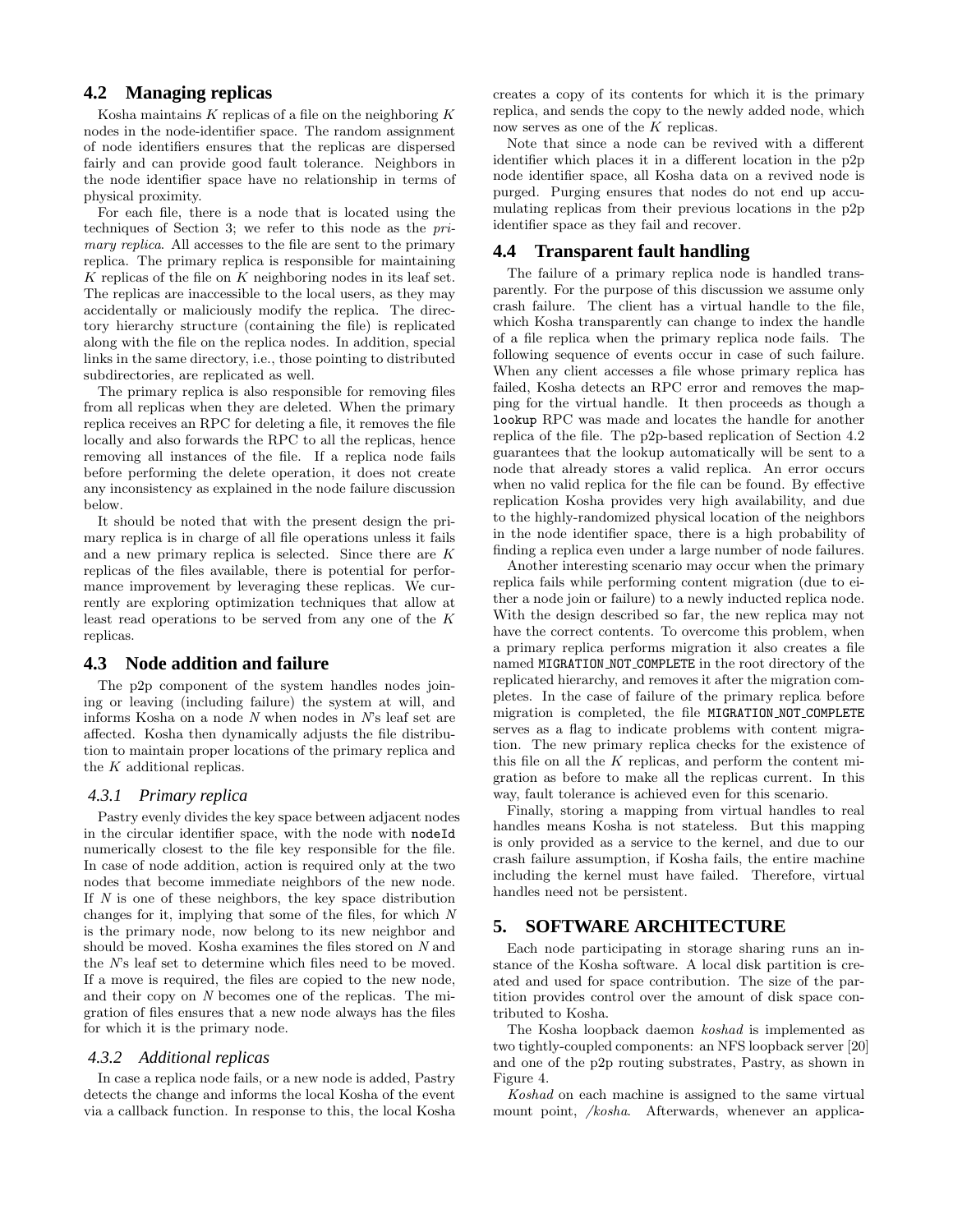## 4.2 Managing replicas

Kosha maintains $K$ replicas of a file on the neighboring $K$ nodes in the node-identifier space. The random assignment of node identifiers ensures that the replicas are dispersed fairly and can provide good fault tolerance. Neighbors in the node identifier space have no relationship in terms of physical proximity.

For each file, there is a node that is located using the techniques of Section 3; we refer to this node as the *primary replica*. All accesses to the file are sent to the primary replica. The primary replica is responsible for maintaining $K$ replicas of the file on $K$ neighboring nodes in its leaf set. The replicas are inaccessible to the local users, as they may accidentally or maliciously modify the replica. The directory hierarchy structure (containing the file) is replicated along with the file on the replica nodes. In addition, special links in the same directory, i.e., those pointing to distributed subdirectories, are replicated as well.

The primary replica is also responsible for removing files from all replicas when they are deleted. When the primary replica receives an RPC for deleting a file, it removes the file locally and also forwards the RPC to all the replicas, hence removing all instances of the file. If a replica node fails before performing the delete operation, it does not create any inconsistency as explained in the node failure discussion below.

It should be noted that with the present design the primary replica is in charge of all file operations unless it fails and a new primary replica is selected. Since there are $K$ replicas of the files available, there is potential for performance improvement by leveraging these replicas. We currently are exploring optimization techniques that allow at least read operations to be served from any one of the $K$ replicas.

## 4.3 Node addition and failure

The p2p component of the system handles nodes joining or leaving (including failure) the system at will, and informs Kosha on a node $N$ when nodes in $N$'s leaf set are affected. Kosha then dynamically adjusts the file distribution to maintain proper locations of the primary replica and the $K$ additional replicas.

### 4.3.1 Primary replica

Pastry evenly divides the key space between adjacent nodes in the circular identifier space, with the node with `nodeId` numerically closest to the file key responsible for the file. In case of node addition, action is required only at the two nodes that become immediate neighbors of the new node. If $N$ is one of these neighbors, the key space distribution changes for it, implying that some of the files, for which $N$ is the primary node, now belong to its new neighbor and should be moved. Kosha examines the files stored on $N$ and the $N$'s leaf set to determine which files need to be moved. If a move is required, the files are copied to the new node, and their copy on $N$ becomes one of the replicas. The migration of files ensures that a new node always has the files for which it is the primary node.

### 4.3.2 Additional replicas

In case a replica node fails, or a new node is added, Pastry detects the change and informs the local Kosha of the event via a callback function. In response to this, the local Kosha creates a copy of its contents for which it is the primary replica, and sends the copy to the newly added node, which now serves as one of the $K$ replicas.

Note that since a node can be revived with a different identifier which places it in a different location in the p2p node identifier space, all Kosha data on a revived node is purged. Purging ensures that nodes do not end up accumulating replicas from their previous locations in the p2p identifier space as they fail and recover.

## 4.4 Transparent fault handling

The failure of a primary replica node is handled transparently. For the purpose of this discussion we assume only crash failure. The client has a virtual handle to the file, which Kosha transparently can change to index the handle of a file replica when the primary replica node fails. The following sequence of events occur in case of such failure. When any client accesses a file whose primary replica has failed, Kosha detects an RPC error and removes the mapping for the virtual handle. It then proceeds as though a `lookup` RPC was made and locates the handle for another replica of the file. The p2p-based replication of Section 4.2 guarantees that the lookup automatically will be sent to a node that already stores a valid replica. An error occurs when no valid replica for the file can be found. By effective replication Kosha provides very high availability, and due to the highly-randomized physical location of the neighbors in the node identifier space, there is a high probability of finding a replica even under a large number of node failures.

Another interesting scenario may occur when the primary replica fails while performing content migration (due to either a node join or failure) to a newly inducted replica node. With the design described so far, the new replica may not have the correct contents. To overcome this problem, when a primary replica performs migration it also creates a file named `MIGRATION_NOT_COMPLETE` in the root directory of the replicated hierarchy, and removes it after the migration completes. In the case of failure of the primary replica before migration is completed, the file `MIGRATION_NOT_COMPLETE` serves as a flag to indicate problems with content migration. The new primary replica checks for the existence of this file on all the $K$ replicas, and perform the content migration as before to make all the replicas current. In this way, fault tolerance is achieved even for this scenario.

Finally, storing a mapping from virtual handles to real handles means Kosha is not stateless. But this mapping is only provided as a service to the kernel, and due to our crash failure assumption, if Kosha fails, the entire machine including the kernel must have failed. Therefore, virtual handles need not be persistent.

# 5. SOFTWARE ARCHITECTURE

Each node participating in storage sharing runs an instance of the Kosha software. A local disk partition is created and used for space contribution. The size of the partition provides control over the amount of disk space contributed to Kosha.

The Kosha loopback daemon *koshad* is implemented as two tightly-coupled components: an NFS loopback server [20] and one of the p2p routing substrates, Pastry, as shown in Figure 4.

*Koshad* on each machine is assigned to the same virtual mount point, */kosha*. Afterwards, whenever an applica-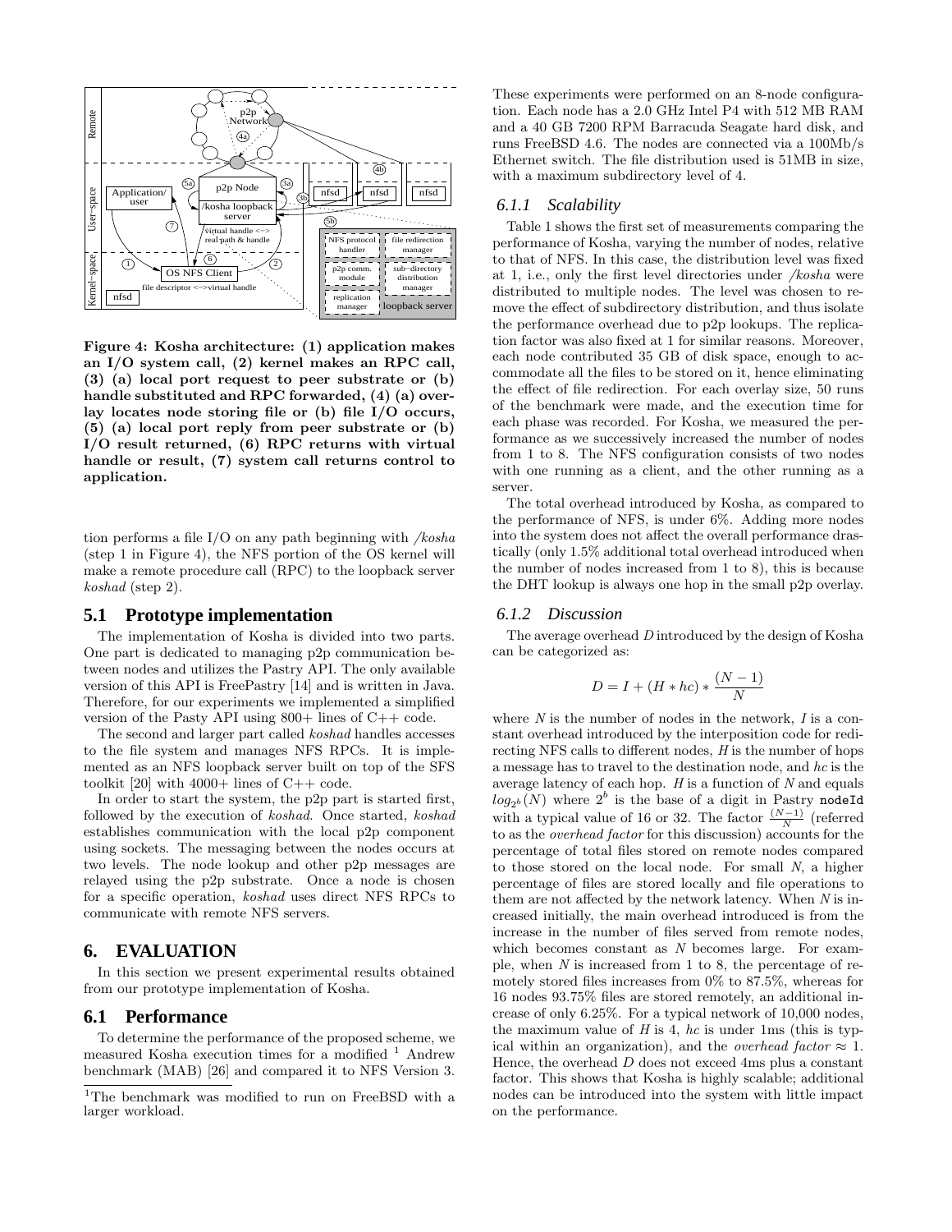**Figure 4: Kosha architecture: (1) application makes an I/O system call, (2) kernel makes an RPC call, (3) (a) local port request to peer substrate or (b) handle substituted and RPC forwarded, (4) (a) overlay locates node storing file or (b) file I/O occurs, (5) (a) local port reply from peer substrate or (b) I/O result returned, (6) RPC returns with virtual handle or result, (7) system call returns control to application.**

tion performs a file I/O on any path beginning with */kosha* (step 1 in Figure 4), the NFS portion of the OS kernel will make a remote procedure call (RPC) to the loopback server *koshad* (step 2).

## 5.1 Prototype implementation

The implementation of Kosha is divided into two parts. One part is dedicated to managing p2p communication between nodes and utilizes the Pastry API. The only available version of this API is FreePastry [14] and is written in Java. Therefore, for our experiments we implemented a simplified version of the Pasty API using 800+ lines of C++ code.

The second and larger part called *koshad* handles accesses to the file system and manages NFS RPCs. It is implemented as an NFS loopback server built on top of the SFS toolkit [20] with 4000+ lines of C++ code.

In order to start the system, the p2p part is started first, followed by the execution of *koshad*. Once started, *koshad* establishes communication with the local p2p component using sockets. The messaging between the nodes occurs at two levels. The node lookup and other p2p messages are relayed using the p2p substrate. Once a node is chosen for a specific operation, *koshad* uses direct NFS RPCs to communicate with remote NFS servers.

# 6. EVALUATION

In this section we present experimental results obtained from our prototype implementation of Kosha.

## 6.1 Performance

To determine the performance of the proposed scheme, we measured Kosha execution times for a modified [1] Andrew benchmark (MAB) [26] and compared it to NFS Version 3. These experiments were performed on an 8-node configuration. Each node has a 2.0 GHz Intel P4 with 512 MB RAM and a 40 GB 7200 RPM Barracuda Seagate hard disk, and runs FreeBSD 4.6. The nodes are connected via a 100Mb/s Ethernet switch. The file distribution used is 51MB in size, with a maximum subdirectory level of 4.

[1] The benchmark was modified to run on FreeBSD with a larger workload.

### 6.1.1 Scalability

Table 1 shows the first set of measurements comparing the performance of Kosha, varying the number of nodes, relative to that of NFS. In this case, the distribution level was fixed at 1, i.e., only the first level directories under */kosha* were distributed to multiple nodes. The level was chosen to remove the effect of subdirectory distribution, and thus isolate the performance overhead due to p2p lookups. The replication factor was also fixed at 1 for similar reasons. Moreover, each node contributed 35 GB of disk space, enough to accommodate all the files to be stored on it, hence eliminating the effect of file redirection. For each overlay size, 50 runs of the benchmark were made, and the execution time for each phase was recorded. For Kosha, we measured the performance as we successively increased the number of nodes from 1 to 8. The NFS configuration consists of two nodes with one running as a client, and the other running as a server.

The total overhead introduced by Kosha, as compared to the performance of NFS, is under 6%. Adding more nodes into the system does not affect the overall performance drastically (only 1.5% additional total overhead introduced when the number of nodes increased from 1 to 8), this is because the DHT lookup is always one hop in the small p2p overlay.

### 6.1.2 Discussion

The average overhead $D$ introduced by the design of Kosha can be categorized as:

$$D = I + (H * hc) * \frac{(N-1)}{N}$$

where $N$ is the number of nodes in the network, $I$ is a constant overhead introduced by the interposition code for redirecting NFS calls to different nodes, $H$ is the number of hops a message has to travel to the destination node, and $hc$ is the average latency of each hop. $H$ is a function of $N$ and equals $log_{2^b}(N)$ where $2^b$ is the base of a digit in Pastry `nodeId` with a typical value of 16 or 32. The factor $\frac{(N-1)}{N}$ (referred to as the *overhead factor* for this discussion) accounts for the percentage of total files stored on remote nodes compared to those stored on the local node. For small $N$, a higher percentage of files are stored locally and file operations to them are not affected by the network latency. When $N$ is increased initially, the main overhead introduced is from the increase in the number of files served from remote nodes, which becomes constant as $N$ becomes large. For example, when $N$ is increased from 1 to 8, the percentage of remotely stored files increases from 0% to 87.5%, whereas for 16 nodes 93.75% files are stored remotely, an additional increase of only 6.25%. For a typical network of 10,000 nodes, the maximum value of $H$ is 4, $hc$ is under 1ms (this is typical within an organization), and the *overhead factor* $\approx 1$. Hence, the overhead $D$ does not exceed 4ms plus a constant factor. This shows that Kosha is highly scalable; additional nodes can be introduced into the system with little impact on the performance.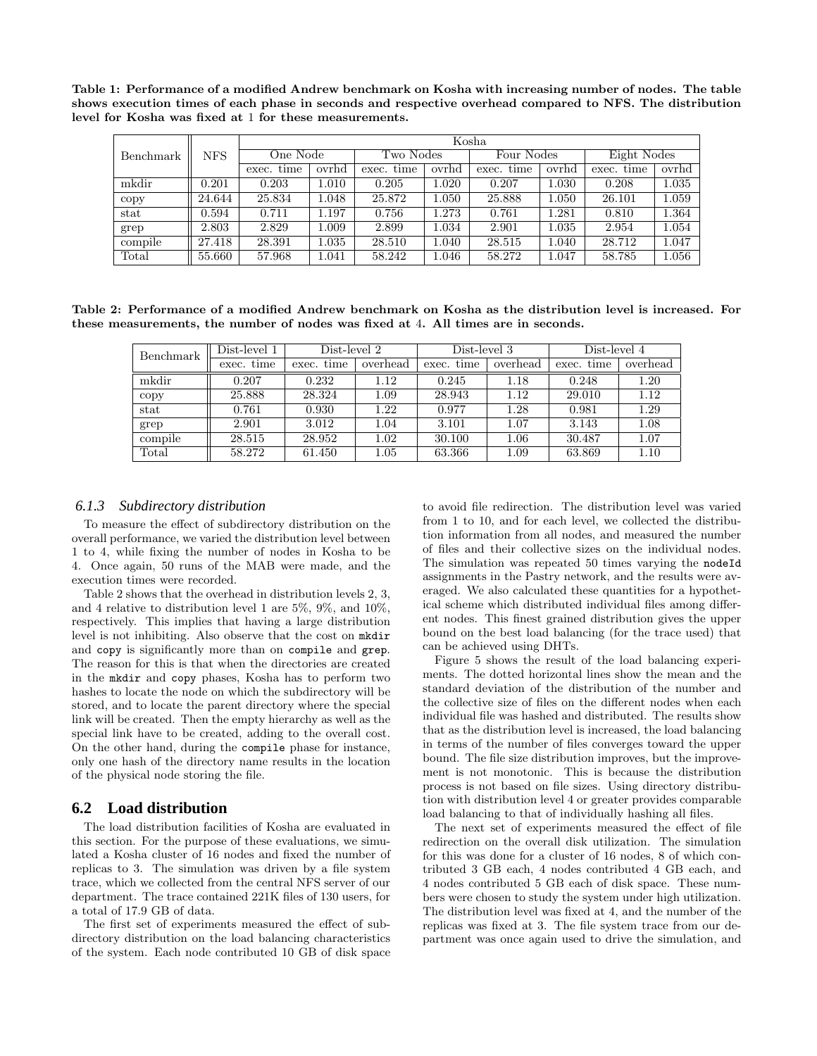**Table 1: Performance of a modified Andrew benchmark on Kosha with increasing number of nodes. The table shows execution times of each phase in seconds and respective overhead compared to NFS. The distribution level for Kosha was fixed at 1 for these measurements.**

| Benchmark | NFS | Kosha | | | | | | | |
|---|---|---|---|---|---|---|---|---|---|
| | | One Node | | Two Nodes | | Four Nodes | | Eight Nodes | |
| | | exec. time | ovrhd | exec. time | ovrhd | exec. time | ovrhd | exec. time | ovrhd |
| mkdir | 0.201 | 0.203 | 1.010 | 0.205 | 1.020 | 0.207 | 1.030 | 0.208 | 1.035 |
| copy | 24.644 | 25.834 | 1.048 | 25.872 | 1.050 | 25.888 | 1.050 | 26.101 | 1.059 |
| stat | 0.594 | 0.711 | 1.197 | 0.756 | 1.273 | 0.761 | 1.281 | 0.810 | 1.364 |
| grep | 2.803 | 2.829 | 1.009 | 2.899 | 1.034 | 2.901 | 1.035 | 2.954 | 1.054 |
| compile | 27.418 | 28.391 | 1.035 | 28.510 | 1.040 | 28.515 | 1.040 | 28.712 | 1.047 |
| Total | 55.660 | 57.968 | 1.041 | 58.242 | 1.046 | 58.272 | 1.047 | 58.785 | 1.056 |

**Table 2: Performance of a modified Andrew benchmark on Kosha as the distribution level is increased. For these measurements, the number of nodes was fixed at 4. All times are in seconds.**

| Benchmark | Dist-level 1 | Dist-level 2 | | Dist-level 3 | | Dist-level 4 | |
|---|---|---|---|---|---|---|---|
| | exec. time | exec. time | overhead | exec. time | overhead | exec. time | overhead |
| mkdir | 0.207 | 0.232 | 1.12 | 0.245 | 1.18 | 0.248 | 1.20 |
| copy | 25.888 | 28.324 | 1.09 | 28.943 | 1.12 | 29.010 | 1.12 |
| stat | 0.761 | 0.930 | 1.22 | 0.977 | 1.28 | 0.981 | 1.29 |
| grep | 2.901 | 3.012 | 1.04 | 3.101 | 1.07 | 3.143 | 1.08 |
| compile | 28.515 | 28.952 | 1.02 | 30.100 | 1.06 | 30.487 | 1.07 |
| Total | 58.272 | 61.450 | 1.05 | 63.366 | 1.09 | 63.869 | 1.10 |

### 6.1.3 Subdirectory distribution

To measure the effect of subdirectory distribution on the overall performance, we varied the distribution level between 1 to 4, while fixing the number of nodes in Kosha to be 4. Once again, 50 runs of the MAB were made, and the execution times were recorded.

Table 2 shows that the overhead in distribution levels 2, 3, and 4 relative to distribution level 1 are 5%, 9%, and 10%, respectively. This implies that having a large distribution level is not inhibiting. Also observe that the cost on mkdir and copy is significantly more than on compile and grep. The reason for this is that when the directories are created in the mkdir and copy phases, Kosha has to perform two hashes to locate the node on which the subdirectory will be stored, and to locate the parent directory where the special link will be created. Then the empty hierarchy as well as the special link have to be created, adding to the overall cost. On the other hand, during the compile phase for instance, only one hash of the directory name results in the location of the physical node storing the file.

## 6.2 Load distribution

The load distribution facilities of Kosha are evaluated in this section. For the purpose of these evaluations, we simulated a Kosha cluster of 16 nodes and fixed the number of replicas to 3. The simulation was driven by a file system trace, which we collected from the central NFS server of our department. The trace contained 221K files of 130 users, for a total of 17.9 GB of data.

The first set of experiments measured the effect of subdirectory distribution on the load balancing characteristics of the system. Each node contributed 10 GB of disk space to avoid file redirection. The distribution level was varied from 1 to 10, and for each level, we collected the distribution information from all nodes, and measured the number of files and their collective sizes on the individual nodes. The simulation was repeated 50 times varying the nodeId assignments in the Pastry network, and the results were averaged. We also calculated these quantities for a hypothetical scheme which distributed individual files among different nodes. This finest grained distribution gives the upper bound on the best load balancing (for the trace used) that can be achieved using DHTs.

Figure 5 shows the result of the load balancing experiments. The dotted horizontal lines show the mean and the standard deviation of the distribution of the number and the collective size of files on the different nodes when each individual file was hashed and distributed. The results show that as the distribution level is increased, the load balancing in terms of the number of files converges toward the upper bound. The file size distribution improves, but the improvement is not monotonic. This is because the distribution process is not based on file sizes. Using directory distribution with distribution level 4 or greater provides comparable load balancing to that of individually hashing all files.

The next set of experiments measured the effect of file redirection on the overall disk utilization. The simulation for this was done for a cluster of 16 nodes, 8 of which contributed 3 GB each, 4 nodes contributed 4 GB each, and 4 nodes contributed 5 GB each of disk space. These numbers were chosen to study the system under high utilization. The distribution level was fixed at 4, and the number of the replicas was fixed at 3. The file system trace from our department was once again used to drive the simulation, and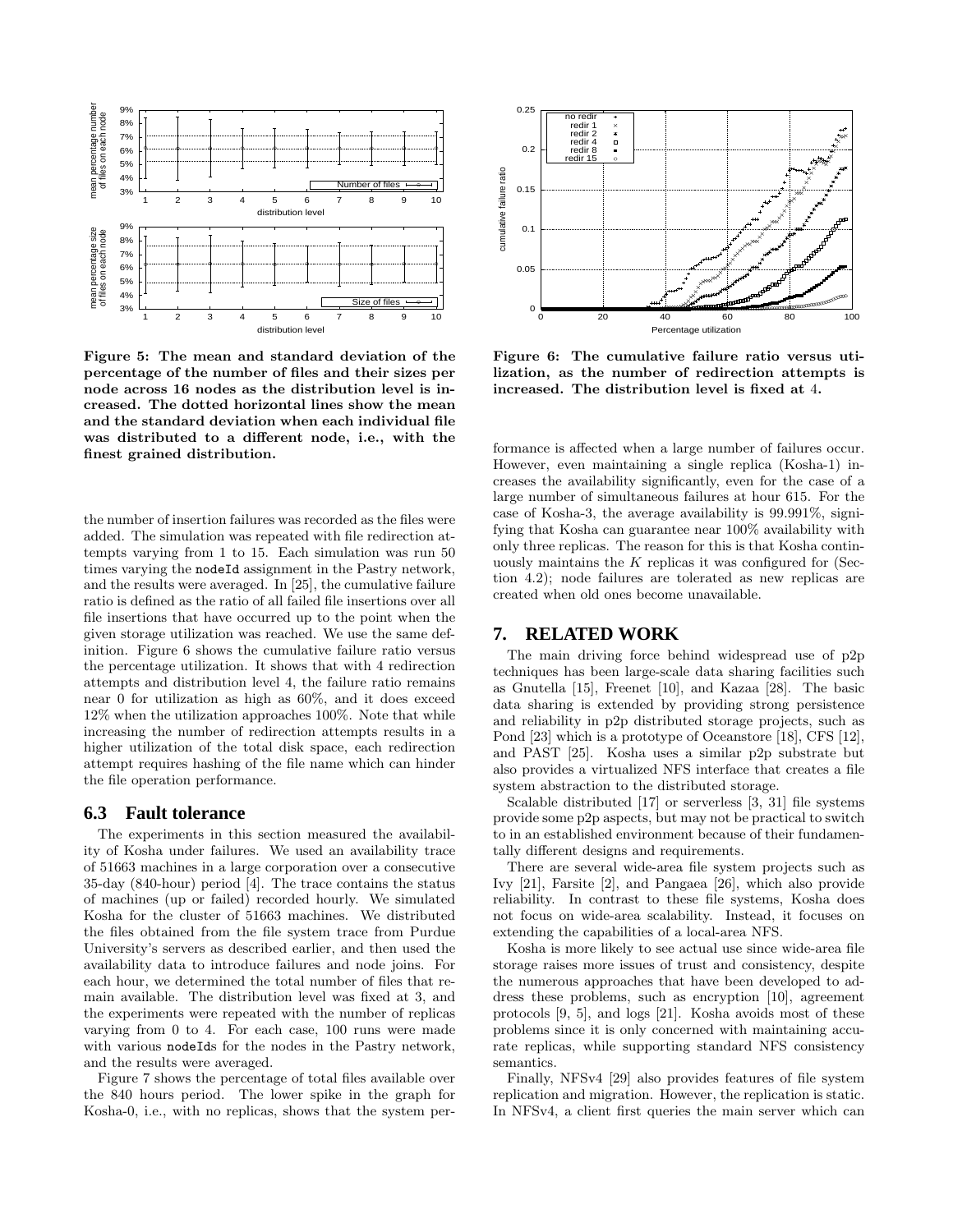Figure 5: The mean and standard deviation of the percentage of the number of files and their sizes per node across 16 nodes as the distribution level is increased. The dotted horizontal lines show the mean and the standard deviation when each individual file was distributed to a different node, i.e., with the finest grained distribution.

Figure 6: The cumulative failure ratio versus utilization, as the number of redirection attempts is increased. The distribution level is fixed at 4.

the number of insertion failures was recorded as the files were added. The simulation was repeated with file redirection attempts varying from 1 to 15. Each simulation was run 50 times varying the nodeId assignment in the Pastry network, and the results were averaged. In [25], the cumulative failure ratio is defined as the ratio of all failed file insertions over all file insertions that have occurred up to the point when the given storage utilization was reached. We use the same definition. Figure 6 shows the cumulative failure ratio versus the percentage utilization. It shows that with 4 redirection attempts and distribution level 4, the failure ratio remains near 0 for utilization as high as 60%, and it does exceed 12% when the utilization approaches 100%. Note that while increasing the number of redirection attempts results in a higher utilization of the total disk space, each redirection attempt requires hashing of the file name which can hinder the file operation performance.

### 6.3 Fault tolerance

The experiments in this section measured the availability of Kosha under failures. We used an availability trace of 51663 machines in a large corporation over a consecutive 35-day (840-hour) period [4]. The trace contains the status of machines (up or failed) recorded hourly. We simulated Kosha for the cluster of 51663 machines. We distributed the files obtained from the file system trace from Purdue University's servers as described earlier, and then used the availability data to introduce failures and node joins. For each hour, we determined the total number of files that remain available. The distribution level was fixed at 3, and the experiments were repeated with the number of replicas varying from 0 to 4. For each case, 100 runs were made with various nodeIds for the nodes in the Pastry network, and the results were averaged.

Figure 7 shows the percentage of total files available over the 840 hours period. The lower spike in the graph for Kosha-0, i.e., with no replicas, shows that the system performance is affected when a large number of failures occur. However, even maintaining a single replica (Kosha-1) increases the availability significantly, even for the case of a large number of simultaneous failures at hour 615. For the case of Kosha-3, the average availability is 99.991%, signifying that Kosha can guarantee near 100% availability with only three replicas. The reason for this is that Kosha continuously maintains the $K$ replicas it was configured for (Section 4.2); node failures are tolerated as new replicas are created when old ones become unavailable.

## 7. RELATED WORK

The main driving force behind widespread use of p2p techniques has been large-scale data sharing facilities such as Gnutella [15], Freenet [10], and Kazaa [28]. The basic data sharing is extended by providing strong persistence and reliability in p2p distributed storage projects, such as Pond [23] which is a prototype of Oceanstore [18], CFS [12], and PAST [25]. Kosha uses a similar p2p substrate but also provides a virtualized NFS interface that creates a file system abstraction to the distributed storage.

Scalable distributed [17] or serverless [3, 31] file systems provide some p2p aspects, but may not be practical to switch to in an established environment because of their fundamentally different designs and requirements.

There are several wide-area file system projects such as Ivy [21], Farsite [2], and Pangaea [26], which also provide reliability. In contrast to these file systems, Kosha does not focus on wide-area scalability. Instead, it focuses on extending the capabilities of a local-area NFS.

Kosha is more likely to see actual use since wide-area file storage raises more issues of trust and consistency, despite the numerous approaches that have been developed to address these problems, such as encryption [10], agreement protocols [9, 5], and logs [21]. Kosha avoids most of these problems since it is only concerned with maintaining accurate replicas, while supporting standard NFS consistency semantics.

Finally, NFSv4 [29] also provides features of file system replication and migration. However, the replication is static. In NFSv4, a client first queries the main server which can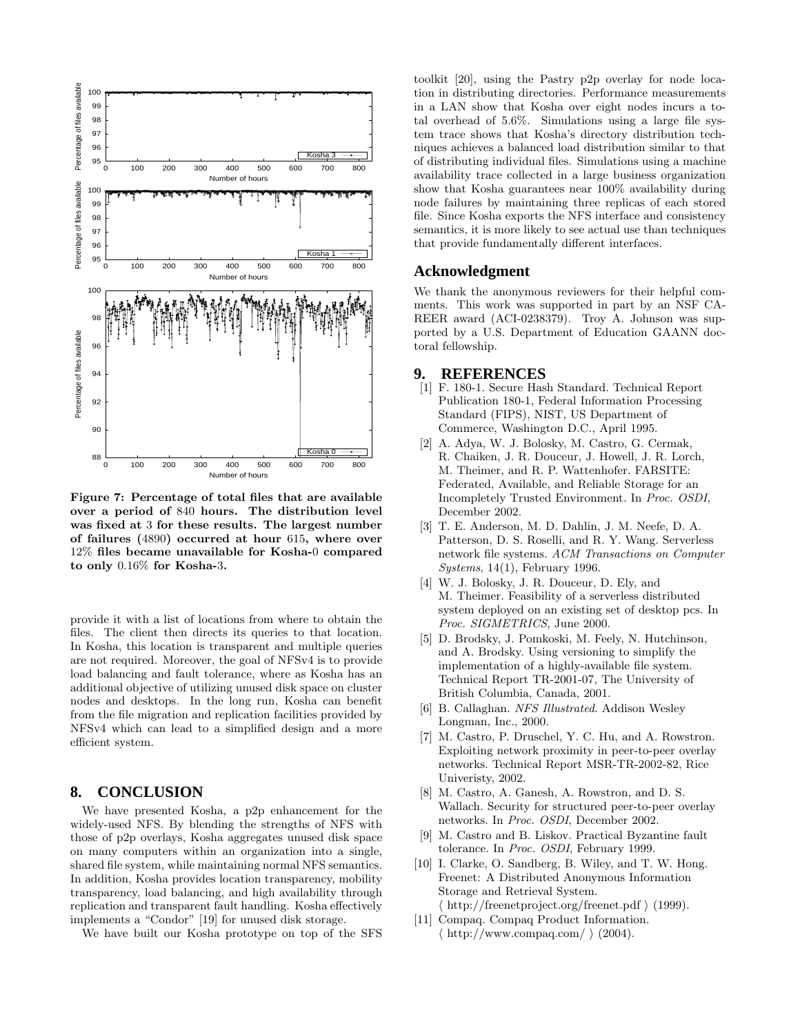Figure 7: Percentage of total files that are available over a period of 840 hours. The distribution level was fixed at 3 for these results. The largest number of failures (4890) occurred at hour 615, where over 12% files became unavailable for Kosha-0 compared to only 0.16% for Kosha-3.

provide it with a list of locations from where to obtain the files. The client then directs its queries to that location. In Kosha, this location is transparent and multiple queries are not required. Moreover, the goal of NFSv4 is to provide load balancing and fault tolerance, where as Kosha has an additional objective of utilizing unused disk space on cluster nodes and desktops. In the long run, Kosha can benefit from the file migration and replication facilities provided by NFSv4 which can lead to a simplified design and a more efficient system.

## 8. CONCLUSION

We have presented Kosha, a p2p enhancement for the widely-used NFS. By blending the strengths of NFS with those of p2p overlays, Kosha aggregates unused disk space on many computers within an organization into a single, shared file system, while maintaining normal NFS semantics. In addition, Kosha provides location transparency, mobility transparency, load balancing, and high availability through replication and transparent fault handling. Kosha effectively implements a "Condor" [19] for unused disk storage.

We have built our Kosha prototype on top of the SFS toolkit [20], using the Pastry p2p overlay for node location in distributing directories. Performance measurements in a LAN show that Kosha over eight nodes incurs a total overhead of 5.6%. Simulations using a large file system trace shows that Kosha's directory distribution techniques achieves a balanced load distribution similar to that of distributing individual files. Simulations using a machine availability trace collected in a large business organization show that Kosha guarantees near 100% availability during node failures by maintaining three replicas of each stored file. Since Kosha exports the NFS interface and consistency semantics, it is more likely to see actual use than techniques that provide fundamentally different interfaces.

## Acknowledgment

We thank the anonymous reviewers for their helpful comments. This work was supported in part by an NSF CAREER award (ACI-0238379). Troy A. Johnson was supported by a U.S. Department of Education GAANN doctoral fellowship.

## 9. REFERENCES

[1] F. 180-1. Secure Hash Standard. Technical Report Publication 180-1, Federal Information Processing Standard (FIPS), NIST, US Department of Commerce, Washington D.C., April 1995.

[2] A. Adya, W. J. Bolosky, M. Castro, G. Cermak, R. Chaiken, J. R. Douceur, J. Howell, J. R. Lorch, M. Theimer, and R. P. Wattenhofer. FARSITE: Federated, Available, and Reliable Storage for an Incompletely Trusted Environment. In *Proc. OSDI*, December 2002.

[3] T. E. Anderson, M. D. Dahlin, J. M. Neefe, D. A. Patterson, D. S. Roselli, and R. Y. Wang. Serverless network file systems. *ACM Transactions on Computer Systems*, 14(1), February 1996.

[4] W. J. Bolosky, J. R. Douceur, D. Ely, and M. Theimer. Feasibility of a serverless distributed system deployed on an existing set of desktop pcs. In *Proc. SIGMETRICS*, June 2000.

[5] D. Brodsky, J. Pomkoski, M. Feely, N. Hutchinson, and A. Brodsky. Using versioning to simplify the implementation of a highly-available file system. Technical Report TR-2001-07, The University of British Columbia, Canada, 2001.

[6] B. Callaghan. *NFS Illustrated*. Addison Wesley Longman, Inc., 2000.

[7] M. Castro, P. Druschel, Y. C. Hu, and A. Rowstron. Exploiting network proximity in peer-to-peer overlay networks. Technical Report MSR-TR-2002-82, Rice Univeristy, 2002.

[8] M. Castro, A. Ganesh, A. Rowstron, and D. S. Wallach. Security for structured peer-to-peer overlay networks. In *Proc. OSDI*, December 2002.

[9] M. Castro and B. Liskov. Practical Byzantine fault tolerance. In *Proc. OSDI*, February 1999.

[10] I. Clarke, O. Sandberg, B. Wiley, and T. W. Hong. Freenet: A Distributed Anonymous Information Storage and Retrieval System. ⟨ http://freenetproject.org/freenet.pdf ⟩ (1999).

[11] Compaq. Compaq Product Information. ⟨ http://www.compaq.com/ ⟩ (2004).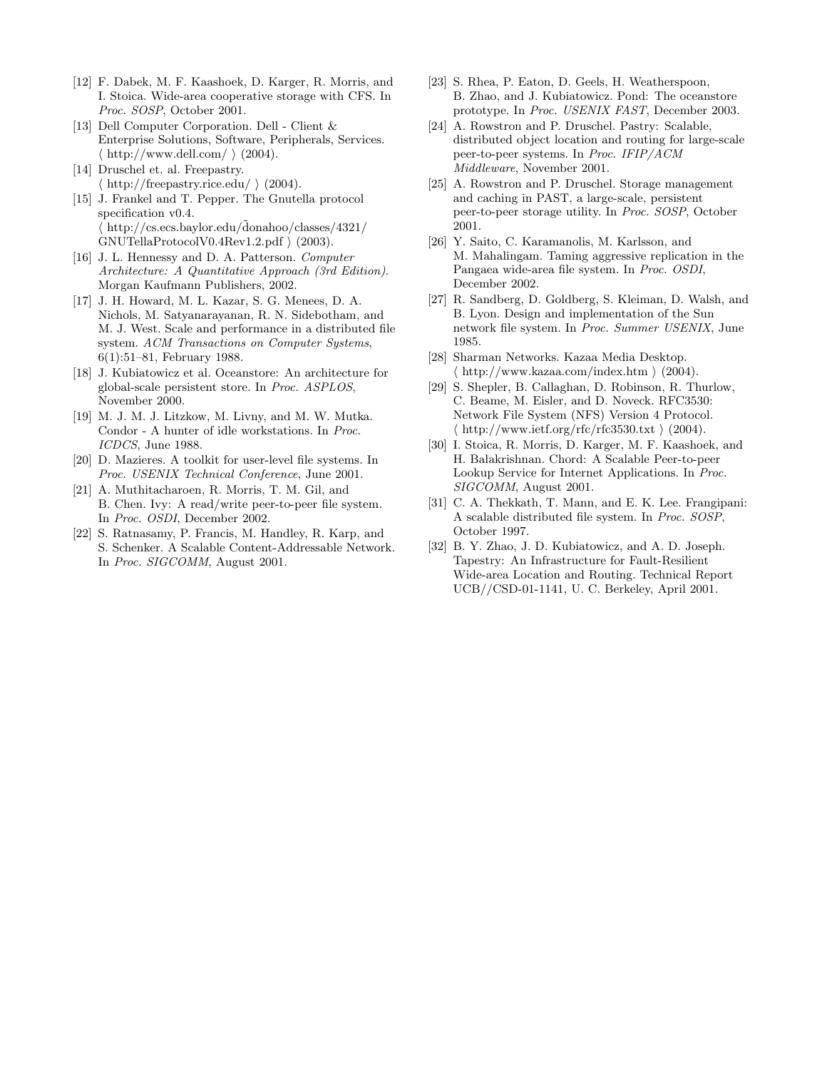[12] F. Dabek, M. F. Kaashoek, D. Karger, R. Morris, and I. Stoica. Wide-area cooperative storage with CFS. In *Proc. SOSP*, October 2001.

[13] Dell Computer Corporation. Dell - Client & Enterprise Solutions, Software, Peripherals, Services. ⟨ http://www.dell.com/ ⟩ (2004).

[14] Druschel et. al. Freepastry. ⟨ http://freepastry.rice.edu/ ⟩ (2004).

[15] J. Frankel and T. Pepper. The Gnutella protocol specification v0.4. ⟨ http://cs.ecs.baylor.edu/d̃onahoo/classes/4321/ GNUTellaProtocolV0.4Rev1.2.pdf ⟩ (2003).

[16] J. L. Hennessy and D. A. Patterson. *Computer Architecture: A Quantitative Approach (3rd Edition)*. Morgan Kaufmann Publishers, 2002.

[17] J. H. Howard, M. L. Kazar, S. G. Menees, D. A. Nichols, M. Satyanarayanan, R. N. Sidebotham, and M. J. West. Scale and performance in a distributed file system. *ACM Transactions on Computer Systems*, 6(1):51–81, February 1988.

[18] J. Kubiatowicz et al. Oceanstore: An architecture for global-scale persistent store. In *Proc. ASPLOS*, November 2000.

[19] M. J. M. J. Litzkow, M. Livny, and M. W. Mutka. Condor - A hunter of idle workstations. In *Proc. ICDCS*, June 1988.

[20] D. Mazieres. A toolkit for user-level file systems. In *Proc. USENIX Technical Conference*, June 2001.

[21] A. Muthitacharoen, R. Morris, T. M. Gil, and B. Chen. Ivy: A read/write peer-to-peer file system. In *Proc. OSDI*, December 2002.

[22] S. Ratnasamy, P. Francis, M. Handley, R. Karp, and S. Schenker. A Scalable Content-Addressable Network. In *Proc. SIGCOMM*, August 2001.

[23] S. Rhea, P. Eaton, D. Geels, H. Weatherspoon, B. Zhao, and J. Kubiatowicz. Pond: The oceanstore prototype. In *Proc. USENIX FAST*, December 2003.

[24] A. Rowstron and P. Druschel. Pastry: Scalable, distributed object location and routing for large-scale peer-to-peer systems. In *Proc. IFIP/ACM Middleware*, November 2001.

[25] A. Rowstron and P. Druschel. Storage management and caching in PAST, a large-scale, persistent peer-to-peer storage utility. In *Proc. SOSP*, October 2001.

[26] Y. Saito, C. Karamanolis, M. Karlsson, and M. Mahalingam. Taming aggressive replication in the Pangaea wide-area file system. In *Proc. OSDI*, December 2002.

[27] R. Sandberg, D. Goldberg, S. Kleiman, D. Walsh, and B. Lyon. Design and implementation of the Sun network file system. In *Proc. Summer USENIX*, June 1985.

[28] Sharman Networks. Kazaa Media Desktop. ⟨ http://www.kazaa.com/index.htm ⟩ (2004).

[29] S. Shepler, B. Callaghan, D. Robinson, R. Thurlow, C. Beame, M. Eisler, and D. Noveck. RFC3530: Network File System (NFS) Version 4 Protocol. ⟨ http://www.ietf.org/rfc/rfc3530.txt ⟩ (2004).

[30] I. Stoica, R. Morris, D. Karger, M. F. Kaashoek, and H. Balakrishnan. Chord: A Scalable Peer-to-peer Lookup Service for Internet Applications. In *Proc. SIGCOMM*, August 2001.

[31] C. A. Thekkath, T. Mann, and E. K. Lee. Frangipani: A scalable distributed file system. In *Proc. SOSP*, October 1997.

[32] B. Y. Zhao, J. D. Kubiatowicz, and A. D. Joseph. Tapestry: An Infrastructure for Fault-Resilient Wide-area Location and Routing. Technical Report UCB//CSD-01-1141, U. C. Berkeley, April 2001.